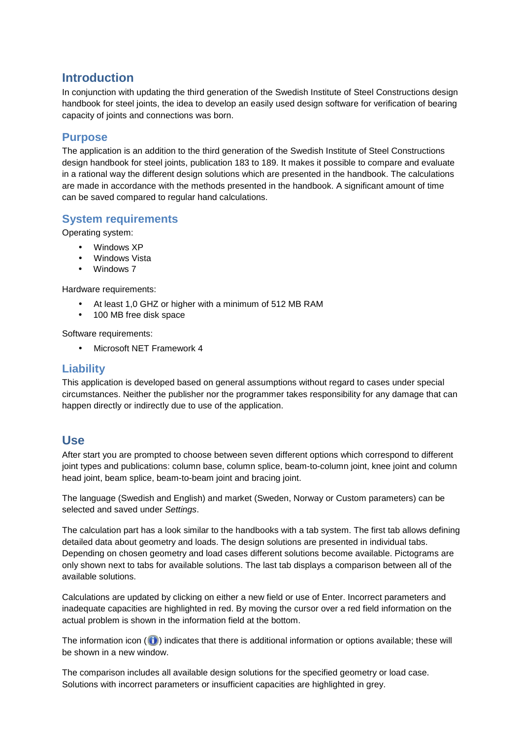# Introduction

In conjunction with updating the third generation of the Swedish Institute of Steel Constructions design handbook for steel joints, the idea to develop an easily used design software for verification of bearing capacity of joints and connections was born.

## Purpose

The application is an addition to the third generation of the Swedish Institute of Steel Constructions design handbook for steel joints, publication 183 to 189. It makes it possible to compare and evaluate in a rational way the different design solutions which are presented in the handbook. The calculations are made in accordance with the methods presented in the handbook. A significant amount of time can be saved compared to regular hand calculations.

## System requirements

Operating system:

- Windows XP
- Windows Vista
- Windows 7

Hardware requirements:

- At least 1,0 GHZ or higher with a minimum of 512 MB RAM
- 100 MB free disk space

Software requirements:

- Microsoft NET Framework 4

## Liability

This application is developed based on general assumptions without regard to cases under special circumstances. Neither the publisher nor the programmer takes responsibility for any damage that can happen directly or indirectly due to use of the application.

# Use

After start you are prompted to choose between seven different options which correspond to different joint types and publications: column base, column splice, beam-to-column joint, knee joint and column head joint, beam splice, beam-to-beam joint and bracing joint.

The language (Swedish and English) and market (Sweden, Norway or Custom parameters) can be selected and saved under *Settings*.

The calculation part has a look similar to the handbooks with a tab system. The first tab allows defining detailed data about geometry and loads. The design solutions are presented in individual tabs. Depending on chosen geometry and load cases different solutions become available. Pictograms are only shown next to tabs for available solutions. The last tab displays a comparison between all of the available solutions.

Calculations are updated by clicking on either a new field or use of Enter. Incorrect parameters and inadequate capacities are highlighted in red. By moving the cursor over a red field information on the actual problem is shown in the information field at the bottom.

The information icon (ⓘ) indicates that there is additional information or options available; these will be shown in a new window.

The comparison includes all available design solutions for the specified geometry or load case. Solutions with incorrect parameters or insufficient capacities are highlighted in grey.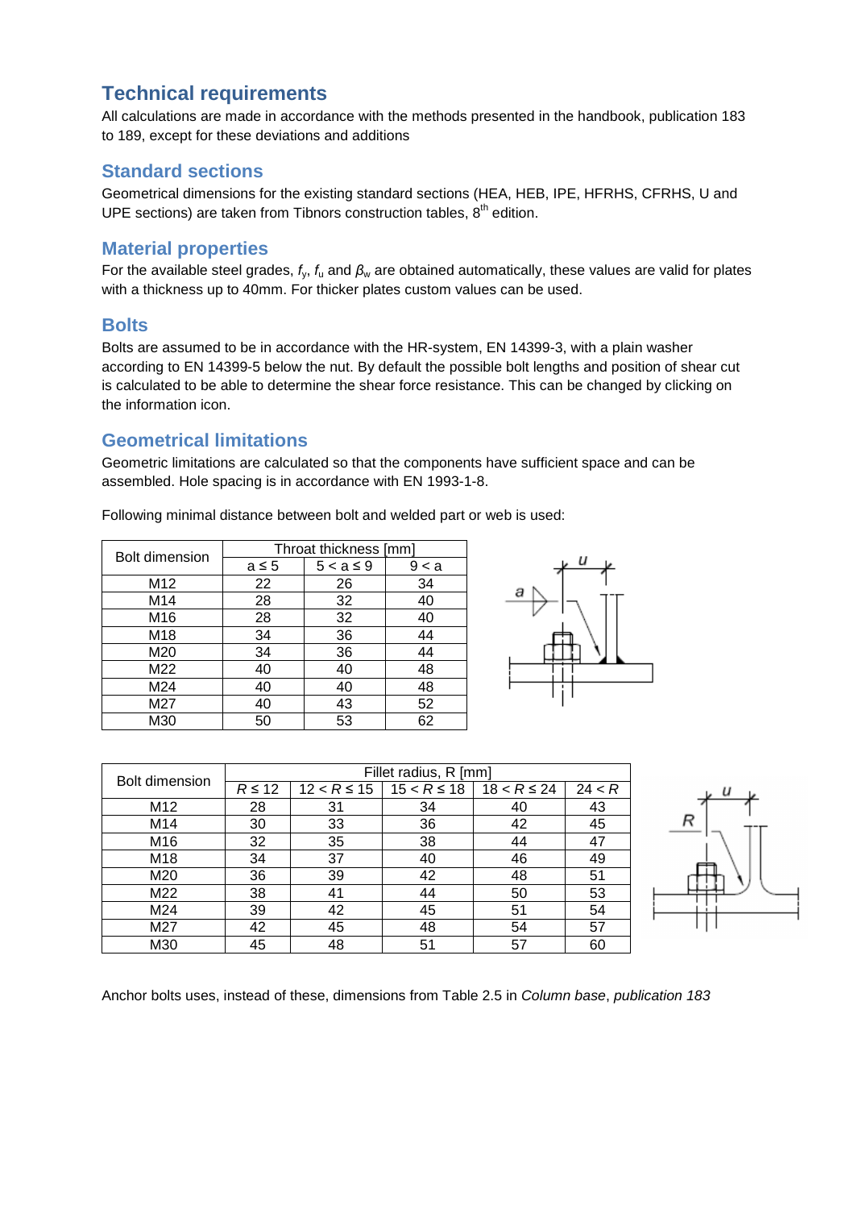## Technical requirements

All calculations are made in accordance with the methods presented in the handbook, publication 183 to 189, except for these deviations and additions

### Standard sections

Geometrical dimensions for the existing standard sections (HEA, HEB, IPE, HFRHS, CFRHS, U and UPE sections) are taken from Tibnors construction tables, 8[th] edition.

### Material properties

For the available steel grades, $f_y$, $f_u$ and $\beta_w$ are obtained automatically, these values are valid for plates with a thickness up to 40mm. For thicker plates custom values can be used.

### Bolts

Bolts are assumed to be in accordance with the HR-system, EN 14399-3, with a plain washer according to EN 14399-5 below the nut. By default the possible bolt lengths and position of shear cut is calculated to be able to determine the shear force resistance. This can be changed by clicking on the information icon.

### Geometrical limitations

Geometric limitations are calculated so that the components have sufficient space and can be assembled. Hole spacing is in accordance with EN 1993-1-8.

Following minimal distance between bolt and welded part or web is used:

| Bolt dimension | Throat thickness [mm] | | |
|---|---|---|---|
| | $a \leq 5$ | $5 < a \leq 9$ | $9 < a$ |
| M12 | 22 | 26 | 34 |
| M14 | 28 | 32 | 40 |
| M16 | 28 | 32 | 40 |
| M18 | 34 | 36 | 44 |
| M20 | 34 | 36 | 44 |
| M22 | 40 | 40 | 48 |
| M24 | 40 | 40 | 48 |
| M27 | 40 | 43 | 52 |
| M30 | 50 | 53 | 62 |

| Bolt dimension | Fillet radius, R [mm] | | | | |
|---|---|---|---|---|---|
| | $R \leq 12$ | $12 < R \leq 15$ | $15 < R \leq 18$ | $18 < R \leq 24$ | $24 < R$ |
| M12 | 28 | 31 | 34 | 40 | 43 |
| M14 | 30 | 33 | 36 | 42 | 45 |
| M16 | 32 | 35 | 38 | 44 | 47 |
| M18 | 34 | 37 | 40 | 46 | 49 |
| M20 | 36 | 39 | 42 | 48 | 51 |
| M22 | 38 | 41 | 44 | 50 | 53 |
| M24 | 39 | 42 | 45 | 51 | 54 |
| M27 | 42 | 45 | 48 | 54 | 57 |
| M30 | 45 | 48 | 51 | 57 | 60 |

Anchor bolts uses, instead of these, dimensions from Table 2.5 in *Column base*, *publication 183*